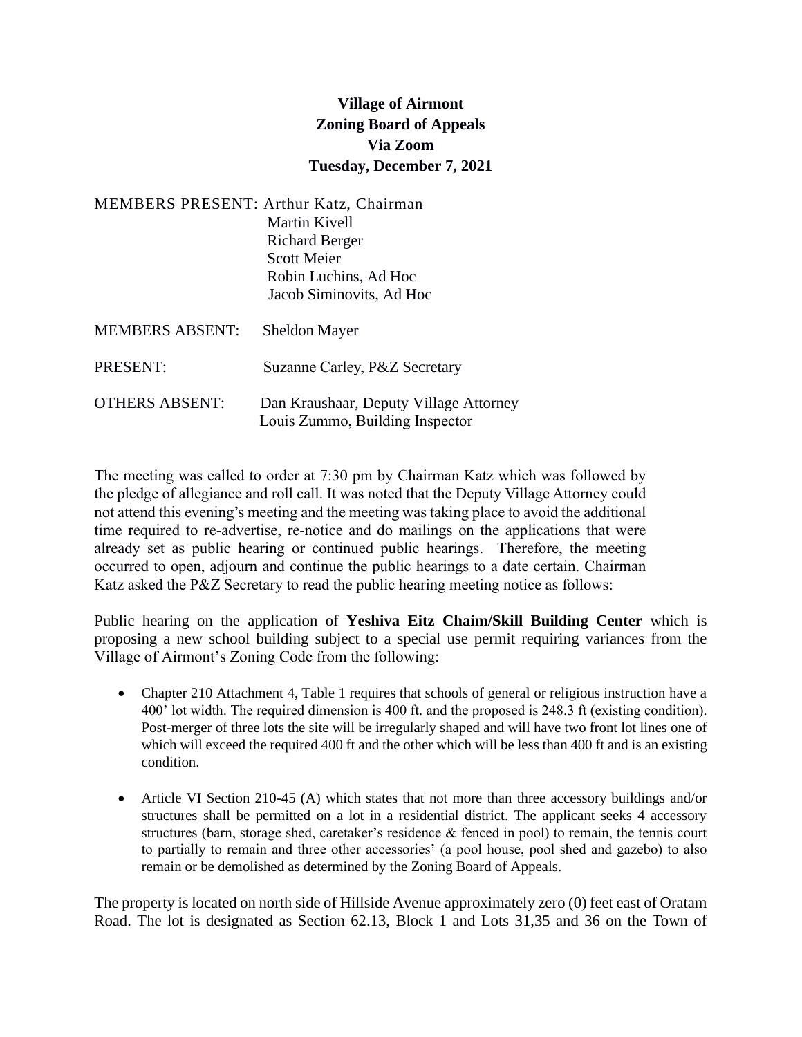**Village of Airmont**
**Zoning Board of Appeals**
**Via Zoom**
**Tuesday, December 7, 2021**

MEMBERS PRESENT: Arthur Katz, Chairman
Martin Kivell
Richard Berger
Scott Meier
Robin Luchins, Ad Hoc
Jacob Siminovits, Ad Hoc

MEMBERS ABSENT: Sheldon Mayer

PRESENT: Suzanne Carley, P&Z Secretary

OTHERS ABSENT: Dan Kraushaar, Deputy Village Attorney
Louis Zummo, Building Inspector

The meeting was called to order at 7:30 pm by Chairman Katz which was followed by the pledge of allegiance and roll call. It was noted that the Deputy Village Attorney could not attend this evening's meeting and the meeting was taking place to avoid the additional time required to re-advertise, re-notice and do mailings on the applications that were already set as public hearing or continued public hearings. Therefore, the meeting occurred to open, adjourn and continue the public hearings to a date certain. Chairman Katz asked the P&Z Secretary to read the public hearing meeting notice as follows:

Public hearing on the application of **Yeshiva Eitz Chaim/Skill Building Center** which is proposing a new school building subject to a special use permit requiring variances from the Village of Airmont's Zoning Code from the following:

- Chapter 210 Attachment 4, Table 1 requires that schools of general or religious instruction have a 400' lot width. The required dimension is 400 ft. and the proposed is 248.3 ft (existing condition). Post-merger of three lots the site will be irregularly shaped and will have two front lot lines one of which will exceed the required 400 ft and the other which will be less than 400 ft and is an existing condition.
- Article VI Section 210-45 (A) which states that not more than three accessory buildings and/or structures shall be permitted on a lot in a residential district. The applicant seeks 4 accessory structures (barn, storage shed, caretaker's residence & fenced in pool) to remain, the tennis court to partially to remain and three other accessories' (a pool house, pool shed and gazebo) to also remain or be demolished as determined by the Zoning Board of Appeals.

The property is located on north side of Hillside Avenue approximately zero (0) feet east of Oratam Road. The lot is designated as Section 62.13, Block 1 and Lots 31,35 and 36 on the Town of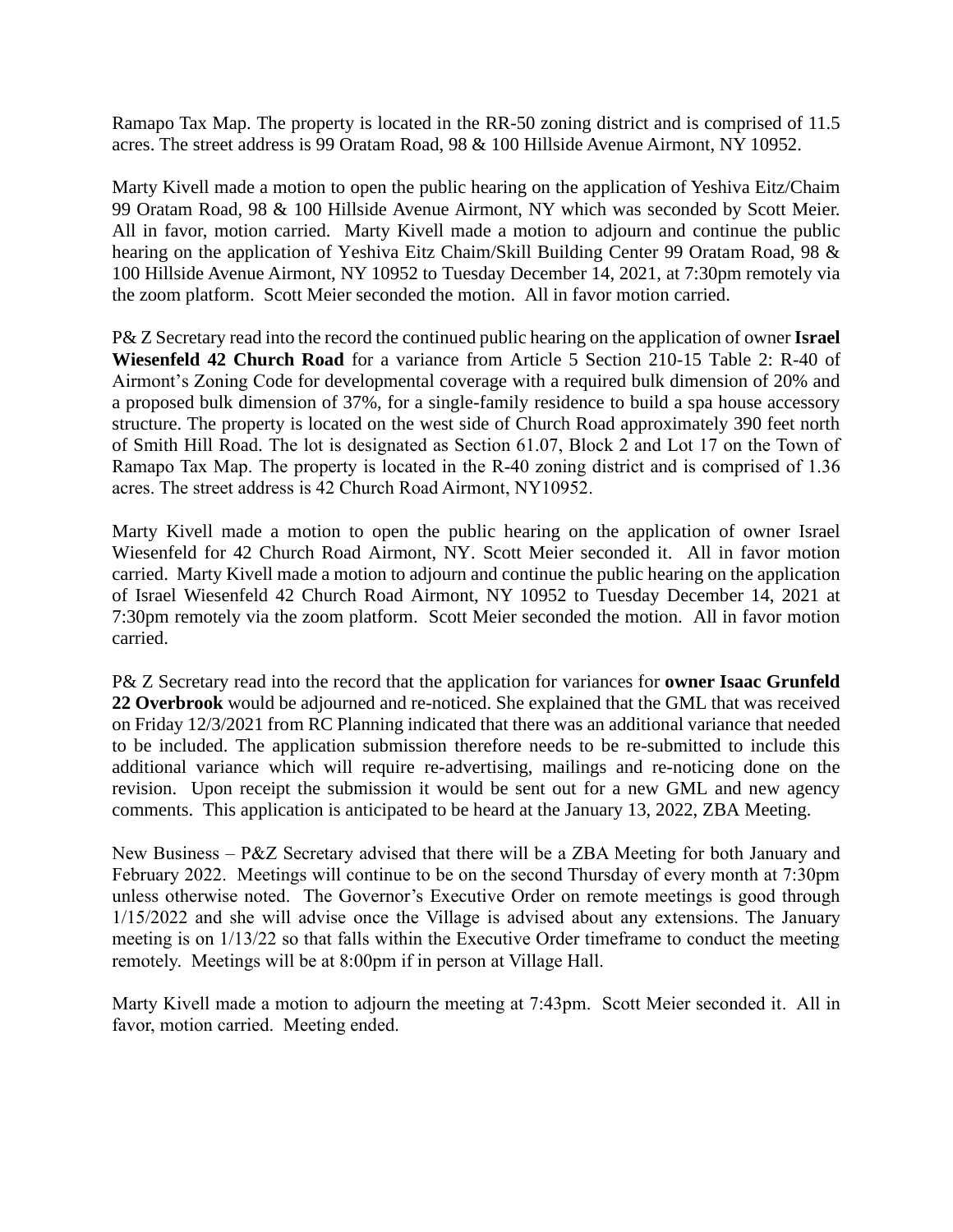Ramapo Tax Map. The property is located in the RR-50 zoning district and is comprised of 11.5 acres. The street address is 99 Oratam Road, 98 & 100 Hillside Avenue Airmont, NY 10952.

Marty Kivell made a motion to open the public hearing on the application of Yeshiva Eitz/Chaim 99 Oratam Road, 98 & 100 Hillside Avenue Airmont, NY which was seconded by Scott Meier. All in favor, motion carried. Marty Kivell made a motion to adjourn and continue the public hearing on the application of Yeshiva Eitz Chaim/Skill Building Center 99 Oratam Road, 98 & 100 Hillside Avenue Airmont, NY 10952 to Tuesday December 14, 2021, at 7:30pm remotely via the zoom platform. Scott Meier seconded the motion. All in favor motion carried.

P& Z Secretary read into the record the continued public hearing on the application of owner **Israel Wiesenfeld 42 Church Road** for a variance from Article 5 Section 210-15 Table 2: R-40 of Airmont's Zoning Code for developmental coverage with a required bulk dimension of 20% and a proposed bulk dimension of 37%, for a single-family residence to build a spa house accessory structure. The property is located on the west side of Church Road approximately 390 feet north of Smith Hill Road. The lot is designated as Section 61.07, Block 2 and Lot 17 on the Town of Ramapo Tax Map. The property is located in the R-40 zoning district and is comprised of 1.36 acres. The street address is 42 Church Road Airmont, NY10952.

Marty Kivell made a motion to open the public hearing on the application of owner Israel Wiesenfeld for 42 Church Road Airmont, NY. Scott Meier seconded it. All in favor motion carried. Marty Kivell made a motion to adjourn and continue the public hearing on the application of Israel Wiesenfeld 42 Church Road Airmont, NY 10952 to Tuesday December 14, 2021 at 7:30pm remotely via the zoom platform. Scott Meier seconded the motion. All in favor motion carried.

P& Z Secretary read into the record that the application for variances for **owner Isaac Grunfeld 22 Overbrook** would be adjourned and re-noticed. She explained that the GML that was received on Friday 12/3/2021 from RC Planning indicated that there was an additional variance that needed to be included. The application submission therefore needs to be re-submitted to include this additional variance which will require re-advertising, mailings and re-noticing done on the revision. Upon receipt the submission it would be sent out for a new GML and new agency comments. This application is anticipated to be heard at the January 13, 2022, ZBA Meeting.

New Business – P&Z Secretary advised that there will be a ZBA Meeting for both January and February 2022. Meetings will continue to be on the second Thursday of every month at 7:30pm unless otherwise noted. The Governor's Executive Order on remote meetings is good through 1/15/2022 and she will advise once the Village is advised about any extensions. The January meeting is on 1/13/22 so that falls within the Executive Order timeframe to conduct the meeting remotely. Meetings will be at 8:00pm if in person at Village Hall.

Marty Kivell made a motion to adjourn the meeting at 7:43pm. Scott Meier seconded it. All in favor, motion carried. Meeting ended.